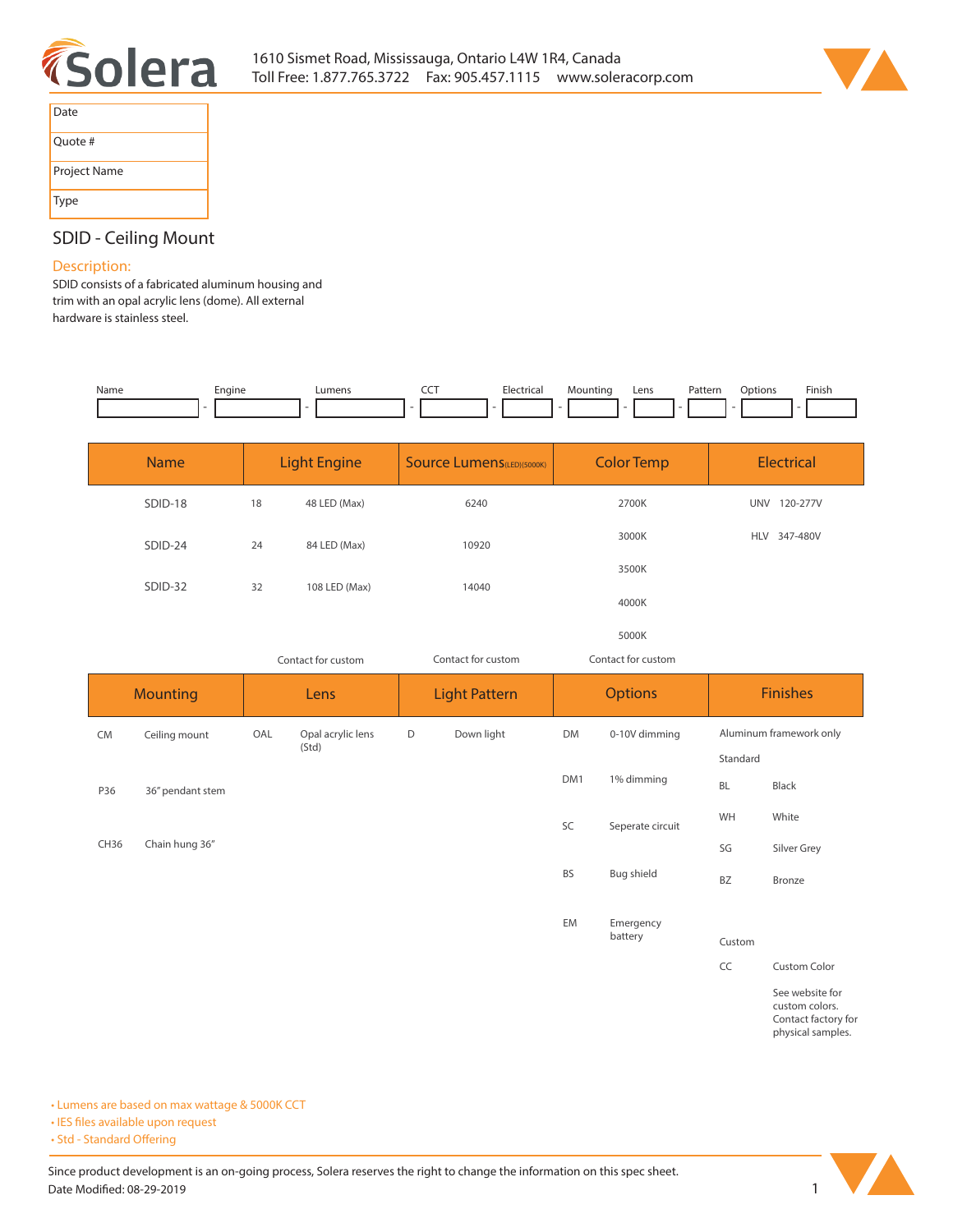1610 Sismet Road, Mississauga, Ontario L4W 1R4, Canada
Toll Free: 1.877.765.3722 Fax: 905.457.1115 www.soleracorp.com

| Date | |
|---|---|
| Quote # | |
| Project Name | |
| Type | |

## SDID - Ceiling Mount

### Description:

SDID consists of a fabricated aluminum housing and trim with an opal acrylic lens (dome). All external hardware is stainless steel.

| Name | | Engine | | Lumens | | CCT | | Electrical | | Mounting | | Lens | | Pattern | | Options | | Finish |
|---|---|---|---|---|---|---|---|---|---|---|---|---|---|---|---|---|---|---|
| | - | | - | | - | | - | | - | | - | | - | | - | | - | |

| Name | Light Engine | | Source Lumens (LED)(5000K) | Color Temp | Electrical |
|---|---|---|---|---|---|
| SDID-18 | 18 | 48 LED (Max) | 6240 | 2700K | UNV 120-277V |
| SDID-24 | 24 | 84 LED (Max) | 10920 | 3000K | HLV 347-480V |
| SDID-32 | 32 | 108 LED (Max) | 14040 | 3500K | |
| | | | | 4000K | |
| | | | | 5000K | |
| | Contact for custom | | Contact for custom | Contact for custom | |

| Mounting | | Lens | | Light Pattern | | Options | | Finishes | |
|---|---|---|---|---|---|---|---|---|---|
| CM | Ceiling mount | OAL | Opal acrylic lens (Std) | D | Down light | DM | 0-10V dimming | Aluminum framework only | |
| | | | | | | | | Standard | |
| P36 | 36" pendant stem | | | | | DM1 | 1% dimming | BL | Black |
| | | | | | | SC | Seperate circuit | WH | White |
| CH36 | Chain hung 36" | | | | | | | SG | Silver Grey |
| | | | | | | BS | Bug shield | BZ | Bronze |
| | | | | | | EM | Emergency battery | | |
| | | | | | | | | Custom | |
| | | | | | | | | CC | Custom Color |
| | | | | | | | | | See website for custom colors. Contact factory for physical samples. |

- Lumens are based on max wattage & 5000K CCT
- IES files available upon request
- Std - Standard Offering

Since product development is an on-going process, Solera reserves the right to change the information on this spec sheet.
Date Modified: 08-29-2019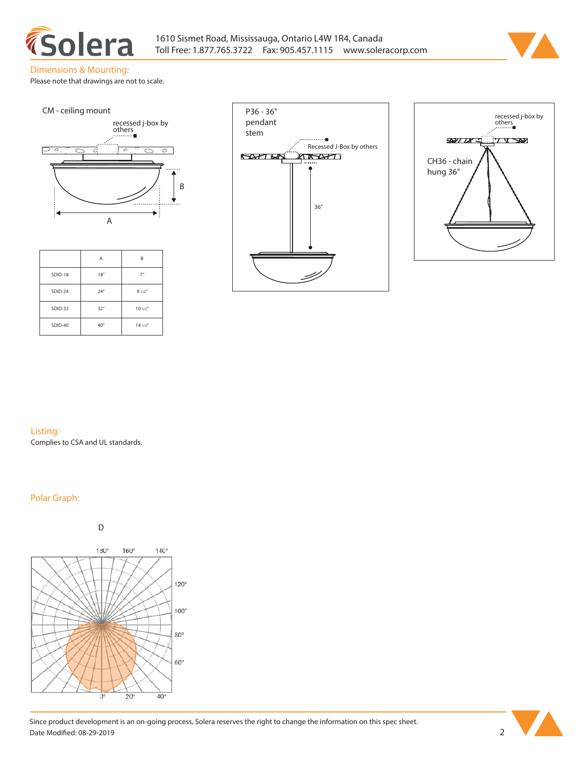## Dimensions & Mounting:

Please note that drawings are not to scale.

CM - ceiling mount

recessed j-box by others

B

A

| | A | B |
|---|---|---|
| SDID-18 | 18" | 7" |
| SDID-24 | 24" | 9 1/2" |
| SDID-32 | 32" | 10 1/2" |
| SDID-40 | 40" | 14 1/2" |

P36 - 36" pendant stem

Recessed J-Box by others

36"

CH36 - chain hung 36"

recessed j-box by others

## Listing:

Complies to CSA and UL standards.

## Polar Graph:

D

180°
160°
140°
120°
100°
80°
60°
0°
20°
40°

Since product development is an on-going process, Solera reserves the right to change the information on this spec sheet.
Date Modified: 08-29-2019